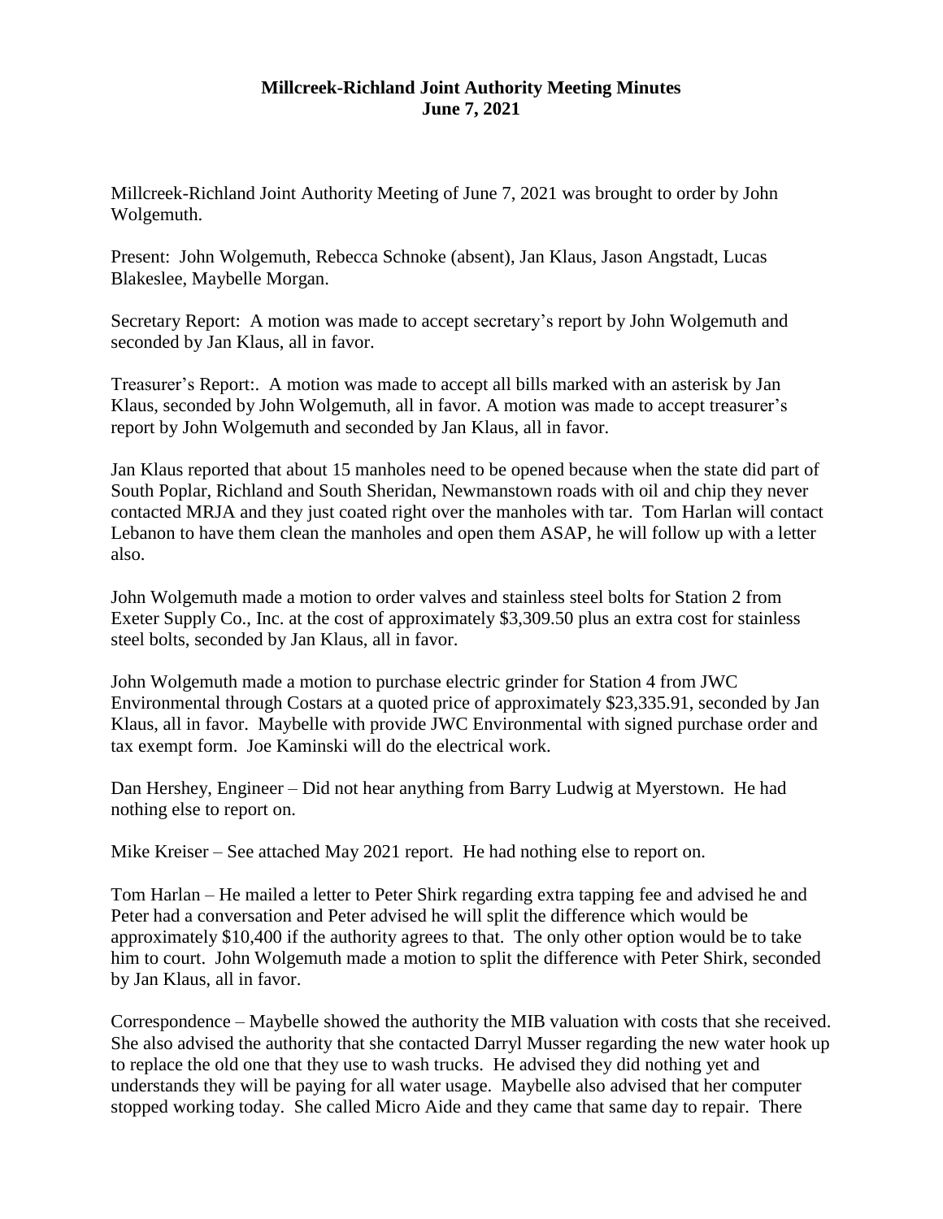# Millcreek-Richland Joint Authority Meeting Minutes
## June 7, 2021

Millcreek-Richland Joint Authority Meeting of June 7, 2021 was brought to order by John Wolgemuth.

Present: John Wolgemuth, Rebecca Schnoke (absent), Jan Klaus, Jason Angstadt, Lucas Blakeslee, Maybelle Morgan.

Secretary Report: A motion was made to accept secretary's report by John Wolgemuth and seconded by Jan Klaus, all in favor.

Treasurer's Report:. A motion was made to accept all bills marked with an asterisk by Jan Klaus, seconded by John Wolgemuth, all in favor. A motion was made to accept treasurer's report by John Wolgemuth and seconded by Jan Klaus, all in favor.

Jan Klaus reported that about 15 manholes need to be opened because when the state did part of South Poplar, Richland and South Sheridan, Newmanstown roads with oil and chip they never contacted MRJA and they just coated right over the manholes with tar. Tom Harlan will contact Lebanon to have them clean the manholes and open them ASAP, he will follow up with a letter also.

John Wolgemuth made a motion to order valves and stainless steel bolts for Station 2 from Exeter Supply Co., Inc. at the cost of approximately $3,309.50 plus an extra cost for stainless steel bolts, seconded by Jan Klaus, all in favor.

John Wolgemuth made a motion to purchase electric grinder for Station 4 from JWC Environmental through Costars at a quoted price of approximately $23,335.91, seconded by Jan Klaus, all in favor. Maybelle with provide JWC Environmental with signed purchase order and tax exempt form. Joe Kaminski will do the electrical work.

Dan Hershey, Engineer – Did not hear anything from Barry Ludwig at Myerstown. He had nothing else to report on.

Mike Kreiser – See attached May 2021 report. He had nothing else to report on.

Tom Harlan – He mailed a letter to Peter Shirk regarding extra tapping fee and advised he and Peter had a conversation and Peter advised he will split the difference which would be approximately $10,400 if the authority agrees to that. The only other option would be to take him to court. John Wolgemuth made a motion to split the difference with Peter Shirk, seconded by Jan Klaus, all in favor.

Correspondence – Maybelle showed the authority the MIB valuation with costs that she received. She also advised the authority that she contacted Darryl Musser regarding the new water hook up to replace the old one that they use to wash trucks. He advised they did nothing yet and understands they will be paying for all water usage. Maybelle also advised that her computer stopped working today. She called Micro Aide and they came that same day to repair. There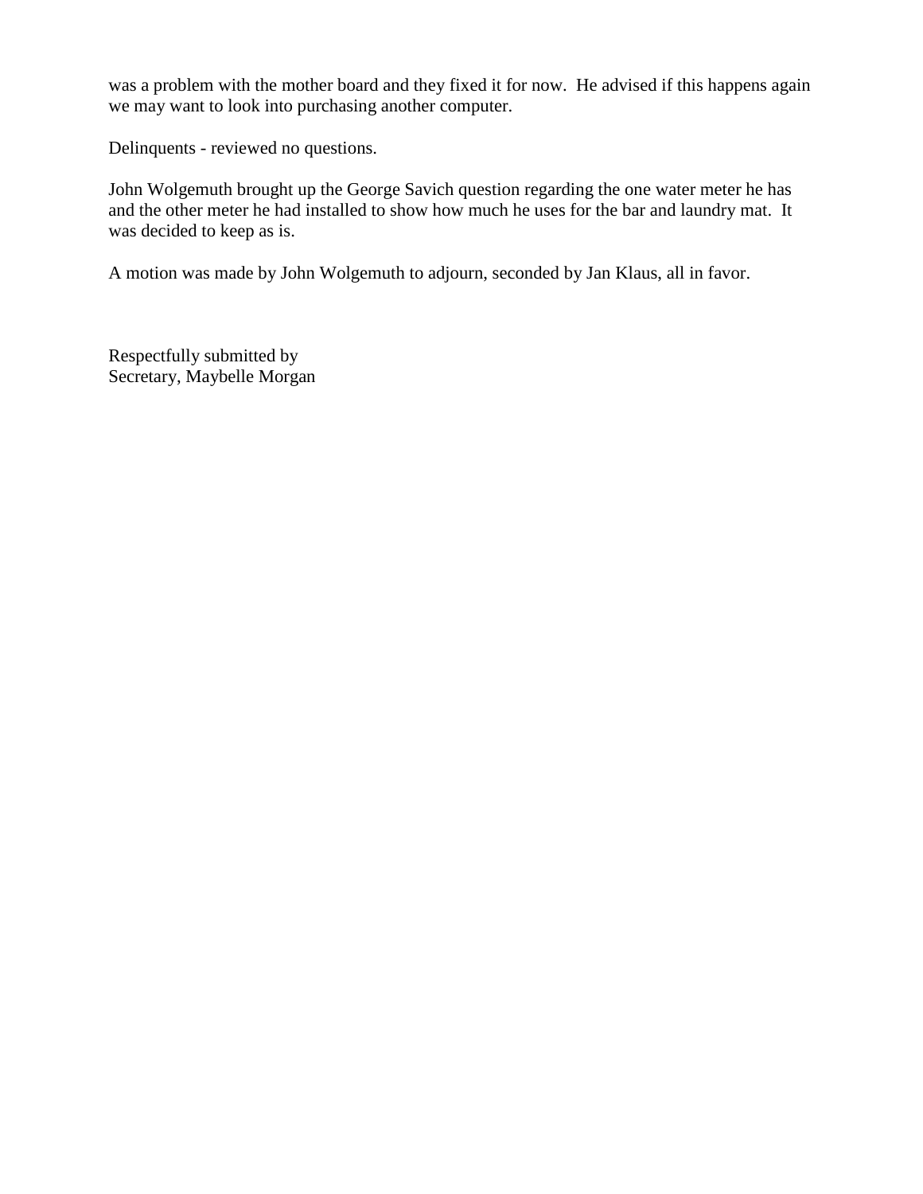was a problem with the mother board and they fixed it for now.  He advised if this happens again we may want to look into purchasing another computer.

Delinquents - reviewed no questions.

John Wolgemuth brought up the George Savich question regarding the one water meter he has and the other meter he had installed to show how much he uses for the bar and laundry mat.  It was decided to keep as is.

A motion was made by John Wolgemuth to adjourn, seconded by Jan Klaus, all in favor.

Respectfully submitted by  
Secretary, Maybelle Morgan